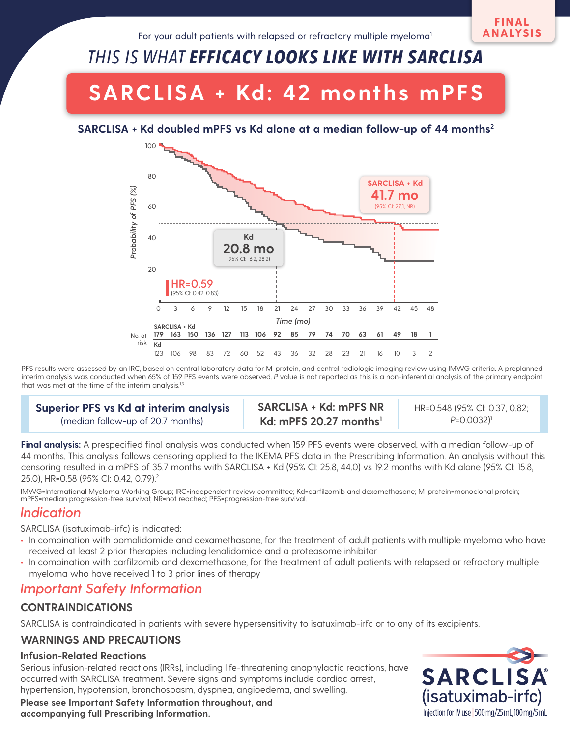FINAL ANALYSIS

For your adult patients with relapsed or refractory multiple myeloma[1]

# *THIS IS WHAT **EFFICACY LOOKS LIKE WITH SARCLISA***

## SARCLISA + Kd: 42 months mPFS

### SARCLISA + Kd doubled mPFS vs Kd alone at a median follow-up of 44 months[2]

SARCLISA + Kd: **41.7 mo** (95% CI: 27.1, NR)

Kd: **20.8 mo** (95% CI: 16.2, 28.2)

HR=0.59 (95% CI: 0.42, 0.83)

Probability of PFS (%) vs Time (mo)

| No. at risk | 0 | 3 | 6 | 9 | 12 | 15 | 18 | 21 | 24 | 27 | 30 | 33 | 36 | 39 | 42 | 45 | 48 |
|---|---|---|---|---|---|---|---|---|---|---|---|---|---|---|---|---|---|
| SARCLISA + Kd | 179 | 163 | 150 | 136 | 127 | 113 | 106 | 92 | 85 | 79 | 74 | 70 | 63 | 61 | 49 | 18 | 1 |
| Kd | 123 | 106 | 98 | 83 | 72 | 60 | 52 | 43 | 36 | 32 | 28 | 23 | 21 | 16 | 10 | 3 | 2 |

PFS results were assessed by an IRC, based on central laboratory data for M-protein, and central radiologic imaging review using IMWG criteria. A preplanned interim analysis was conducted when 65% of 159 PFS events were observed. *P* value is not reported as this is a non-inferential analysis of the primary endpoint that was met at the time of the interim analysis.[1,3]

| **Superior PFS vs Kd at interim analysis** (median follow-up of 20.7 months)[1] | **SARCLISA + Kd: mPFS NR**<br>**Kd: mPFS 20.27 months**[1] | HR=0.548 (95% CI: 0.37, 0.82; *P*=0.0032)[1] |
|---|---|---|

**Final analysis:** A prespecified final analysis was conducted when 159 PFS events were observed, with a median follow-up of 44 months. This analysis follows censoring applied to the IKEMA PFS data in the Prescribing Information. An analysis without this censoring resulted in a mPFS of 35.7 months with SARCLISA + Kd (95% CI: 25.8, 44.0) vs 19.2 months with Kd alone (95% CI: 15.8, 25.0), HR=0.58 (95% CI: 0.42, 0.79).[2]

IMWG=International Myeloma Working Group; IRC=independent review committee; Kd=carfilzomib and dexamethasone; M-protein=monoclonal protein; mPFS=median progression-free survival; NR=not reached; PFS=progression-free survival.

## *Indication*

SARCLISA (isatuximab-irfc) is indicated:

- In combination with pomalidomide and dexamethasone, for the treatment of adult patients with multiple myeloma who have received at least 2 prior therapies including lenalidomide and a proteasome inhibitor
- In combination with carfilzomib and dexamethasone, for the treatment of adult patients with relapsed or refractory multiple myeloma who have received 1 to 3 prior lines of therapy

## *Important Safety Information*

### CONTRAINDICATIONS

SARCLISA is contraindicated in patients with severe hypersensitivity to isatuximab-irfc or to any of its excipients.

### WARNINGS AND PRECAUTIONS

#### Infusion-Related Reactions

Serious infusion-related reactions (IRRs), including life-threatening anaphylactic reactions, have occurred with SARCLISA treatment. Severe signs and symptoms include cardiac arrest, hypertension, hypotension, bronchospasm, dyspnea, angioedema, and swelling.

**Please see Important Safety Information throughout, and accompanying full Prescribing Information.**

SARCLISA® (isatuximab-irfc) Injection for IV use | 500 mg/25 mL, 100 mg/5 mL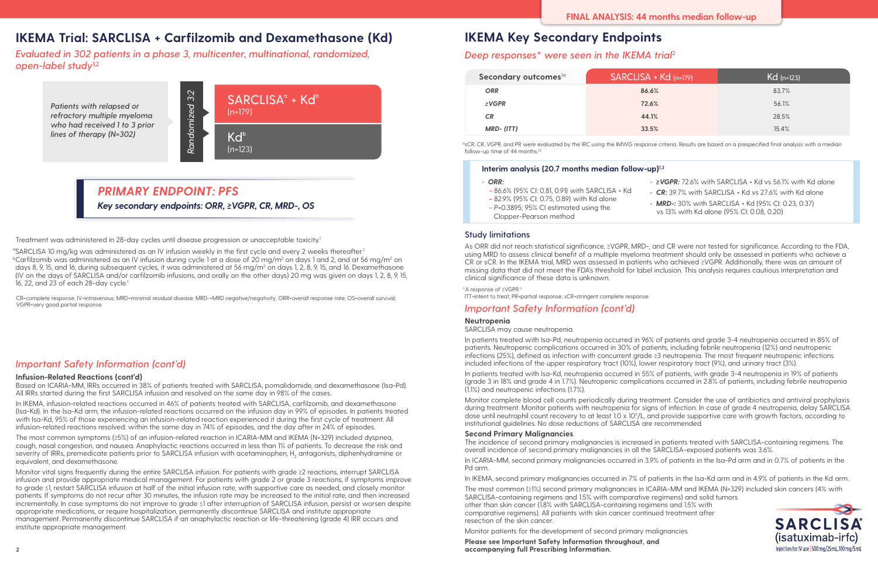# IKEMA Trial: SARCLISA + Carfilzomib and Dexamethasone (Kd)

*Evaluated in 302 patients in a phase 3, multicenter, multinational, randomized, open-label study*[1,2]

*Patients with relapsed or refractory multiple myeloma who had received 1 to 3 prior lines of therapy (N=302)*

*Randomized 3:2*

- SARCLISA[a] + Kd[b] (n=179)
- Kd[b] (n=123)

## *PRIMARY ENDPOINT: PFS*

***Key secondary endpoints: ORR, ≥VGPR, CR, MRD-, OS***

Treatment was administered in 28-day cycles until disease progression or unacceptable toxicity.[1]

[a]SARCLISA 10 mg/kg was administered as an IV infusion weekly in the first cycle and every 2 weeks thereafter.[1]

[b]Carfilzomib was administered as an IV infusion during cycle 1 at a dose of 20 mg/m$^2$ on days 1 and 2, and at 56 mg/m$^2$ on days 8, 9, 15, and 16; during subsequent cycles, it was administered at 56 mg/m$^2$ on days 1, 2, 8, 9, 15, and 16. Dexamethasone (IV on the days of SARCLISA and/or carfilzomib infusions, and orally on the other days) 20 mg was given on days 1, 2, 8, 9, 15, 16, 22, and 23 of each 28-day cycle.[1]

CR=complete response; IV=intravenous; MRD=minimal residual disease; MRD-=MRD negative/negativity; ORR=overall response rate; OS=overall survival; VGPR=very good partial response.

## *Important Safety Information (cont'd)*

### Infusion-Related Reactions (cont'd)

Based on ICARIA-MM, IRRs occurred in 38% of patients treated with SARCLISA, pomalidomide, and dexamethasone (Isa-Pd). All IRRs started during the first SARCLISA infusion and resolved on the same day in 98% of the cases.

In IKEMA, infusion-related reactions occurred in 46% of patients treated with SARCLISA, carfilzomib, and dexamethasone (Isa-Kd). In the Isa-Kd arm, the infusion-related reactions occurred on the infusion day in 99% of episodes. In patients treated with Isa-Kd, 95% of those experiencing an infusion-related reaction experienced it during the first cycle of treatment. All infusion-related reactions resolved: within the same day in 74% of episodes, and the day after in 24% of episodes.

The most common symptoms (≥5%) of an infusion-related reaction in ICARIA-MM and IKEMA (N=329) included dyspnea, cough, nasal congestion, and nausea. Anaphylactic reactions occurred in less than 1% of patients. To decrease the risk and severity of IRRs, premedicate patients prior to SARCLISA infusion with acetaminophen, $H_2$ antagonists, diphenhydramine or equivalent, and dexamethasone.

Monitor vital signs frequently during the entire SARCLISA infusion. For patients with grade ≥2 reactions, interrupt SARCLISA infusion and provide appropriate medical management. For patients with grade 2 or grade 3 reactions, if symptoms improve to grade ≤1, restart SARCLISA infusion at half of the initial infusion rate, with supportive care as needed, and closely monitor patients. If symptoms do not recur after 30 minutes, the infusion rate may be increased to the initial rate, and then increased incrementally. In case symptoms do not improve to grade ≤1 after interruption of SARCLISA infusion, persist or worsen despite appropriate medications, or require hospitalization, permanently discontinue SARCLISA and institute appropriate management. Permanently discontinue SARCLISA if an anaphylactic reaction or life-threatening (grade 4) IRR occurs and institute appropriate management.

**FINAL ANALYSIS: 44 months median follow-up**

# IKEMA Key Secondary Endpoints

*Deep responses\* were seen in the IKEMA trial*[2]

| Secondary outcomes[1a] | SARCLISA + Kd (n=179) | Kd (n=123) |
|---|---|---|
| *ORR* | **86.6%** | 83.7% |
| *≥VGPR* | **72.6%** | 56.1% |
| *CR* | **44.1%** | 28.5% |
| *MRD- (ITT)* | **33.5%** | 15.4% |

[a]sCR, CR, VGPR, and PR were evaluated by the IRC using the IMWG response criteria. Results are based on a prespecified final analysis with a median follow-up time of 44 months.[1,2]

### Interim analysis (20.7 months median follow-up)[1,3]

- ***ORR:***
  - 86.6% (95% CI: 0.81, 0.91) with SARCLISA + Kd
  - 82.9% (95% CI: 0.75, 0.89) with Kd alone
  - *P*=0.3895; 95% CI estimated using the Clopper-Pearson method
- ***≥VGPR:*** 72.6% with SARCLISA + Kd vs 56.1% with Kd alone
- ***CR:*** 39.7% with SARCLISA + Kd vs 27.6% with Kd alone
- ***MRD-:*** 30% with SARCLISA + Kd (95% CI: 0.23, 0.37) vs 13% with Kd alone (95% CI: 0.08, 0.20)

### Study limitations

As ORR did not reach statistical significance, ≥VGPR, MRD-, and CR were not tested for significance. According to the FDA, using MRD to assess clinical benefit of a multiple myeloma treatment should only be assessed in patients who achieve a CR or sCR. In the IKEMA trial, MRD was assessed in patients who achieved ≥VGPR. Additionally, there was an amount of missing data that did not meet the FDA's threshold for label inclusion. This analysis requires cautious interpretation and clinical significance of these data is unknown.

\*A response of ≥VGPR.[3]

ITT=intent to treat; PR=partial response; sCR=stringent complete response.

## *Important Safety Information (cont'd)*

### Neutropenia

SARCLISA may cause neutropenia.

In patients treated with Isa-Pd, neutropenia occurred in 96% of patients and grade 3-4 neutropenia occurred in 85% of patients. Neutropenic complications occurred in 30% of patients, including febrile neutropenia (12%) and neutropenic infections (25%), defined as infection with concurrent grade ≥3 neutropenia. The most frequent neutropenic infections included infections of the upper respiratory tract (10%), lower respiratory tract (9%), and urinary tract (3%).

In patients treated with Isa-Kd, neutropenia occurred in 55% of patients, with grade 3-4 neutropenia in 19% of patients (grade 3 in 18% and grade 4 in 1.7%). Neutropenic complications occurred in 2.8% of patients, including febrile neutropenia (1.1%) and neutropenic infections (1.7%).

Monitor complete blood cell counts periodically during treatment. Consider the use of antibiotics and antiviral prophylaxis during treatment. Monitor patients with neutropenia for signs of infection. In case of grade 4 neutropenia, delay SARCLISA dose until neutrophil count recovery to at least 1.0 x $10^9$/L, and provide supportive care with growth factors, according to institutional guidelines. No dose reductions of SARCLISA are recommended.

### Second Primary Malignancies

The incidence of second primary malignancies is increased in patients treated with SARCLISA-containing regimens. The overall incidence of second primary malignancies in all the SARCLISA-exposed patients was 3.6%.

In ICARIA-MM, second primary malignancies occurred in 3.9% of patients in the Isa-Pd arm and in 0.7% of patients in the Pd arm.

In IKEMA, second primary malignancies occurred in 7% of patients in the Isa-Kd arm and in 4.9% of patients in the Kd arm.

The most common (≥1%) second primary malignancies in ICARIA-MM and IKEMA (N=329) included skin cancers (4% with SARCLISA-containing regimens and 1.5% with comparative regimens) and solid tumors other than skin cancer (1.8% with SARCLISA-containing regimens and 1.5% with comparative regimens). All patients with skin cancer continued treatment after resection of the skin cancer.

Monitor patients for the development of second primary malignancies.

**Please see Important Safety Information throughout, and accompanying full Prescribing Information.**

SARCLISA (isatuximab-irfc) Injection for IV use | 500 mg/25 mL, 100 mg/5 mL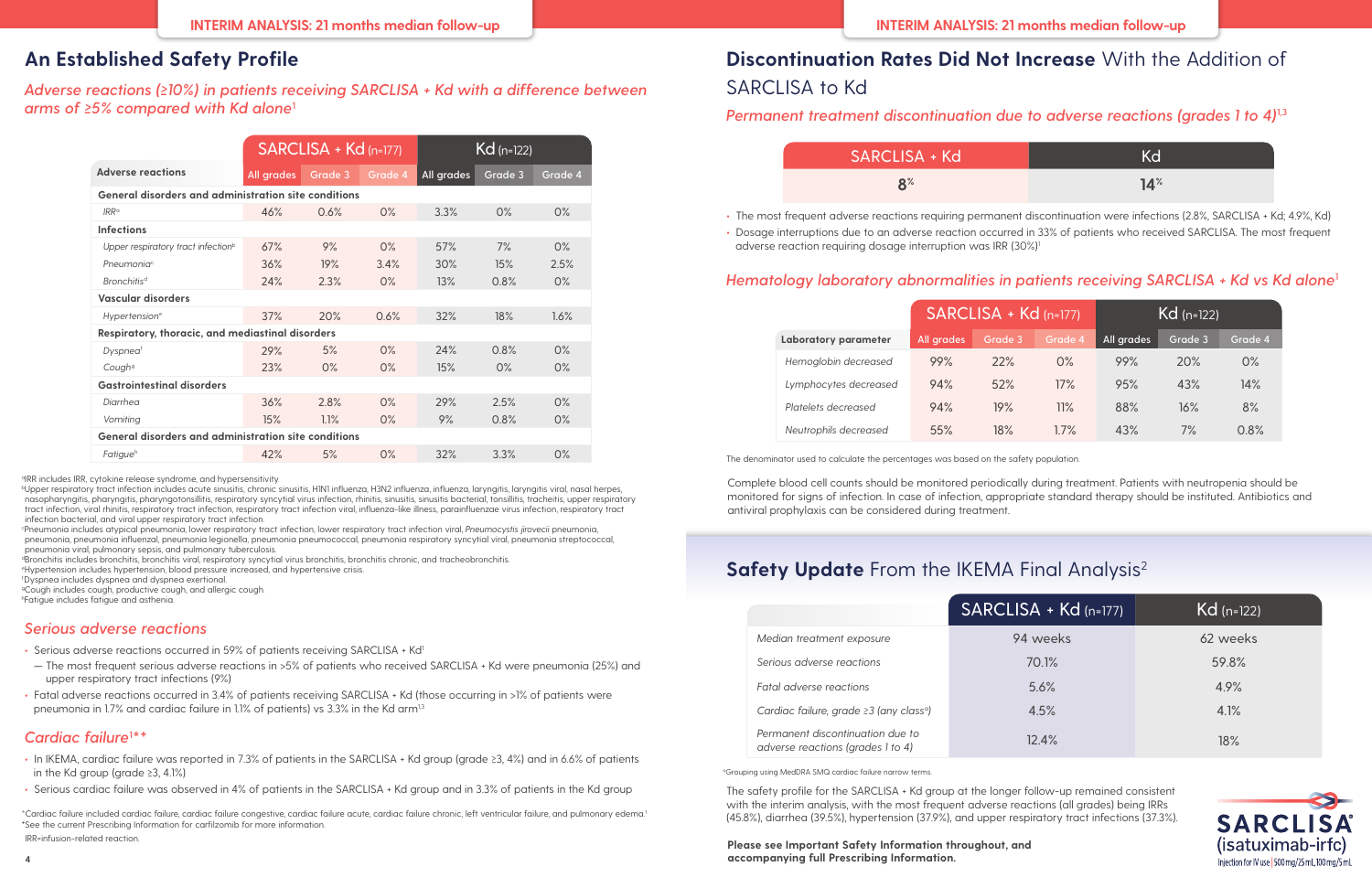INTERIM ANALYSIS: 21 months median follow-up

## An Established Safety Profile

*Adverse reactions (≥10%) in patients receiving SARCLISA + Kd with a difference between arms of ≥5% compared with Kd alone*[1]

| Adverse reactions | SARCLISA + Kd (n=177) | | | Kd (n=122) | | |
|---|---|---|---|---|---|---|
| | All grades | Grade 3 | Grade 4 | All grades | Grade 3 | Grade 4 |
| **General disorders and administration site conditions** | | | | | | |
| IRR[a] | 46% | 0.6% | 0% | 3.3% | 0% | 0% |
| **Infections** | | | | | | |
| Upper respiratory tract infection[b] | 67% | 9% | 0% | 57% | 7% | 0% |
| Pneumonia[c] | 36% | 19% | 3.4% | 30% | 15% | 2.5% |
| Bronchitis[d] | 24% | 2.3% | 0% | 13% | 0.8% | 0% |
| **Vascular disorders** | | | | | | |
| Hypertension[e] | 37% | 20% | 0.6% | 32% | 18% | 1.6% |
| **Respiratory, thoracic, and mediastinal disorders** | | | | | | |
| Dyspnea[f] | 29% | 5% | 0% | 24% | 0.8% | 0% |
| Cough[g] | 23% | 0% | 0% | 15% | 0% | 0% |
| **Gastrointestinal disorders** | | | | | | |
| Diarrhea | 36% | 2.8% | 0% | 29% | 2.5% | 0% |
| Vomiting | 15% | 1.1% | 0% | 9% | 0.8% | 0% |
| **General disorders and administration site conditions** | | | | | | |
| Fatigue[h] | 42% | 5% | 0% | 32% | 3.3% | 0% |

[a]IRR includes IRR, cytokine release syndrome, and hypersensitivity.
[b]Upper respiratory tract infection includes acute sinusitis, chronic sinusitis, H1N1 influenza, H3N2 influenza, influenza, laryngitis, laryngitis viral, nasal herpes, nasopharyngitis, pharyngitis, pharyngotonsillitis, respiratory syncytial virus infection, rhinitis, sinusitis, sinusitis bacterial, tonsillitis, tracheitis, upper respiratory tract infection, viral rhinitis, respiratory tract infection, respiratory tract infection viral, influenza-like illness, parainfluenzae virus infection, respiratory tract infection bacterial, and viral upper respiratory tract infection.
[c]Pneumonia includes atypical pneumonia, lower respiratory tract infection, lower respiratory tract infection viral, *Pneumocystis jirovecii* pneumonia, pneumonia, pneumonia influenzal, pneumonia legionella, pneumonia pneumococcal, pneumonia respiratory syncytial viral, pneumonia streptococcal, pneumonia viral, pulmonary sepsis, and pulmonary tuberculosis.
[d]Bronchitis includes bronchitis, bronchitis viral, respiratory syncytial virus bronchitis, bronchitis chronic, and tracheobronchitis.
[e]Hypertension includes hypertension, blood pressure increased, and hypertensive crisis.
[f]Dyspnea includes dyspnea and dyspnea exertional.
[g]Cough includes cough, productive cough, and allergic cough.
[h]Fatigue includes fatigue and asthenia.

### *Serious adverse reactions*

- Serious adverse reactions occurred in 59% of patients receiving SARCLISA + Kd[1]
  - The most frequent serious adverse reactions in >5% of patients who received SARCLISA + Kd were pneumonia (25%) and upper respiratory tract infections (9%)
- Fatal adverse reactions occurred in 3.4% of patients receiving SARCLISA + Kd (those occurring in >1% of patients were pneumonia in 1.7% and cardiac failure in 1.1% of patients) vs 3.3% in the Kd arm[1,3]

### *Cardiac failure*[1*†]

- In IKEMA, cardiac failure was reported in 7.3% of patients in the SARCLISA + Kd group (grade ≥3, 4%) and in 6.6% of patients in the Kd group (grade ≥3, 4.1%)
- Serious cardiac failure was observed in 4% of patients in the SARCLISA + Kd group and in 3.3% of patients in the Kd group

*Cardiac failure included cardiac failure, cardiac failure congestive, cardiac failure acute, cardiac failure chronic, left ventricular failure, and pulmonary edema.[1]
†See the current Prescribing Information for carfilzomib for more information.
IRR=infusion-related reaction.

INTERIM ANALYSIS: 21 months median follow-up

## **Discontinuation Rates Did Not Increase** With the Addition of SARCLISA to Kd

*Permanent treatment discontinuation due to adverse reactions (grades 1 to 4)*[1,3]

| SARCLISA + Kd | Kd |
|---|---|
| 8% | 14% |

- The most frequent adverse reactions requiring permanent discontinuation were infections (2.8%, SARCLISA + Kd; 4.9%, Kd)
- Dosage interruptions due to an adverse reaction occurred in 33% of patients who received SARCLISA. The most frequent adverse reaction requiring dosage interruption was IRR (30%)[1]

### *Hematology laboratory abnormalities in patients receiving SARCLISA + Kd vs Kd alone*[1]

| Laboratory parameter | SARCLISA + Kd (n=177) | | | Kd (n=122) | | |
|---|---|---|---|---|---|---|
| | All grades | Grade 3 | Grade 4 | All grades | Grade 3 | Grade 4 |
| Hemoglobin decreased | 99% | 22% | 0% | 99% | 20% | 0% |
| Lymphocytes decreased | 94% | 52% | 17% | 95% | 43% | 14% |
| Platelets decreased | 94% | 19% | 11% | 88% | 16% | 8% |
| Neutrophils decreased | 55% | 18% | 1.7% | 43% | 7% | 0.8% |

The denominator used to calculate the percentages was based on the safety population.

Complete blood cell counts should be monitored periodically during treatment. Patients with neutropenia should be monitored for signs of infection. In case of infection, appropriate standard therapy should be instituted. Antibiotics and antiviral prophylaxis can be considered during treatment.

## **Safety Update** From the IKEMA Final Analysis[2]

| | SARCLISA + Kd (n=177) | Kd (n=122) |
|---|---|---|
| Median treatment exposure | 94 weeks | 62 weeks |
| Serious adverse reactions | 70.1% | 59.8% |
| Fatal adverse reactions | 5.6% | 4.9% |
| Cardiac failure, grade ≥3 (any class[a]) | 4.5% | 4.1% |
| Permanent discontinuation due to adverse reactions (grades 1 to 4) | 12.4% | 18% |

[a]Grouping using MedDRA SMQ cardiac failure narrow terms.

The safety profile for the SARCLISA + Kd group at the longer follow-up remained consistent with the interim analysis, with the most frequent adverse reactions (all grades) being IRRs (45.8%), diarrhea (39.5%), hypertension (37.9%), and upper respiratory tract infections (37.3%).

**Please see Important Safety Information throughout, and accompanying full Prescribing Information.**

SARCLISA (isatuximab-irfc) Injection for IV use | 500 mg/25 mL, 100 mg/5 mL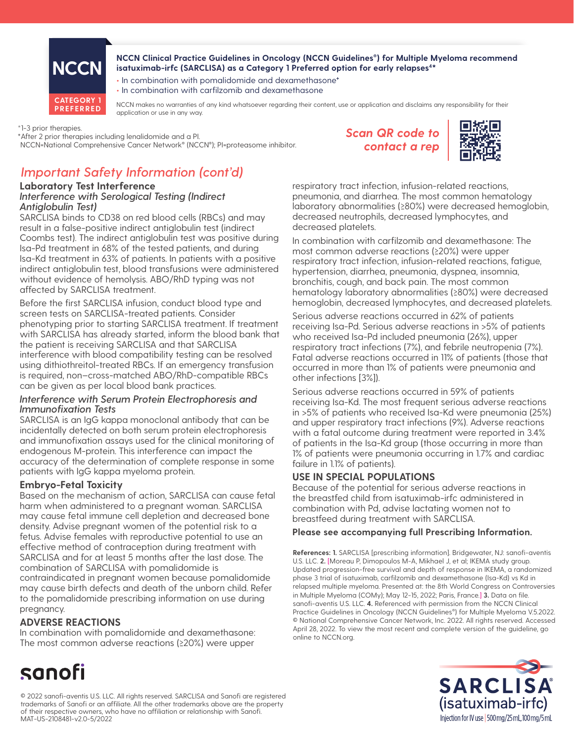## NCCN CATEGORY 1 PREFERRED

**NCCN Clinical Practice Guidelines in Oncology (NCCN Guidelines®) for Multiple Myeloma recommend isatuximab-irfc (SARCLISA) as a Category 1 Preferred option for early relapses[4*]**

- In combination with pomalidomide and dexamethasone[†]
- In combination with carfilzomib and dexamethasone

NCCN makes no warranties of any kind whatsoever regarding their content, use or application and disclaims any responsibility for their application or use in any way.

*1-3 prior therapies.
[†]After 2 prior therapies including lenalidomide and a PI.
NCCN=National Comprehensive Cancer Network® (NCCN®); PI=proteasome inhibitor.

*Scan QR code to contact a rep*

## *Important Safety Information (cont'd)*

### Laboratory Test Interference

*Interference with Serological Testing (Indirect Antiglobulin Test)*

SARCLISA binds to CD38 on red blood cells (RBCs) and may result in a false-positive indirect antiglobulin test (indirect Coombs test). The indirect antiglobulin test was positive during Isa-Pd treatment in 68% of the tested patients, and during Isa-Kd treatment in 63% of patients. In patients with a positive indirect antiglobulin test, blood transfusions were administered without evidence of hemolysis. ABO/RhD typing was not affected by SARCLISA treatment.

Before the first SARCLISA infusion, conduct blood type and screen tests on SARCLISA-treated patients. Consider phenotyping prior to starting SARCLISA treatment. If treatment with SARCLISA has already started, inform the blood bank that the patient is receiving SARCLISA and that SARCLISA interference with blood compatibility testing can be resolved using dithiothreitol-treated RBCs. If an emergency transfusion is required, non–cross-matched ABO/RhD-compatible RBCs can be given as per local blood bank practices.

*Interference with Serum Protein Electrophoresis and Immunofixation Tests*

SARCLISA is an IgG kappa monoclonal antibody that can be incidentally detected on both serum protein electrophoresis and immunofixation assays used for the clinical monitoring of endogenous M-protein. This interference can impact the accuracy of the determination of complete response in some patients with IgG kappa myeloma protein.

### Embryo-Fetal Toxicity

Based on the mechanism of action, SARCLISA can cause fetal harm when administered to a pregnant woman. SARCLISA may cause fetal immune cell depletion and decreased bone density. Advise pregnant women of the potential risk to a fetus. Advise females with reproductive potential to use an effective method of contraception during treatment with SARCLISA and for at least 5 months after the last dose. The combination of SARCLISA with pomalidomide is contraindicated in pregnant women because pomalidomide may cause birth defects and death of the unborn child. Refer to the pomalidomide prescribing information on use during pregnancy.

### ADVERSE REACTIONS

In combination with pomalidomide and dexamethasone: The most common adverse reactions (≥20%) were upper respiratory tract infection, infusion-related reactions, pneumonia, and diarrhea. The most common hematology laboratory abnormalities (≥80%) were decreased hemoglobin, decreased neutrophils, decreased lymphocytes, and decreased platelets.

In combination with carfilzomib and dexamethasone: The most common adverse reactions (≥20%) were upper respiratory tract infection, infusion-related reactions, fatigue, hypertension, diarrhea, pneumonia, dyspnea, insomnia, bronchitis, cough, and back pain. The most common hematology laboratory abnormalities (≥80%) were decreased hemoglobin, decreased lymphocytes, and decreased platelets.

Serious adverse reactions occurred in 62% of patients receiving Isa-Pd. Serious adverse reactions in >5% of patients who received Isa-Pd included pneumonia (26%), upper respiratory tract infections (7%), and febrile neutropenia (7%). Fatal adverse reactions occurred in 11% of patients (those that occurred in more than 1% of patients were pneumonia and other infections [3%]).

Serious adverse reactions occurred in 59% of patients receiving Isa-Kd. The most frequent serious adverse reactions in >5% of patients who received Isa-Kd were pneumonia (25%) and upper respiratory tract infections (9%). Adverse reactions with a fatal outcome during treatment were reported in 3.4% of patients in the Isa-Kd group (those occurring in more than 1% of patients were pneumonia occurring in 1.7% and cardiac failure in 1.1% of patients).

### USE IN SPECIAL POPULATIONS

Because of the potential for serious adverse reactions in the breastfed child from isatuximab-irfc administered in combination with Pd, advise lactating women not to breastfeed during treatment with SARCLISA.

**Please see accompanying full Prescribing Information.**

**References: 1.** SARCLISA [prescribing information]. Bridgewater, NJ: sanofi-aventis U.S. LLC. **2.** [Moreau P, Dimopoulos M-A, Mikhael J, et al; IKEMA study group. Updated progression-free survival and depth of response in IKEMA, a randomized phase 3 trial of isatuximab, carfilzomib and dexamethasone (Isa-Kd) vs Kd in relapsed multiple myeloma. Presented at: the 8th World Congress on Controversies in Multiple Myeloma (COMy); May 12-15, 2022; Paris, France.] **3.** Data on file. sanofi-aventis U.S. LLC. **4.** Referenced with permission from the NCCN Clinical Practice Guidelines in Oncology (NCCN Guidelines®) for Multiple Myeloma V.5.2022. © National Comprehensive Cancer Network, Inc. 2022. All rights reserved. Accessed April 28, 2022. To view the most recent and complete version of the guideline, go online to NCCN.org.

sanofi

© 2022 sanofi-aventis U.S. LLC. All rights reserved. SARCLISA and Sanofi are registered trademarks of Sanofi or an affiliate. All the other trademarks above are the property of their respective owners, who have no affiliation or relationship with Sanofi.
MAT-US-2108481-v2.0-5/2022

SARCLISA® (isatuximab-irfc)
Injection for IV use | 500 mg/25 mL, 100 mg/5 mL